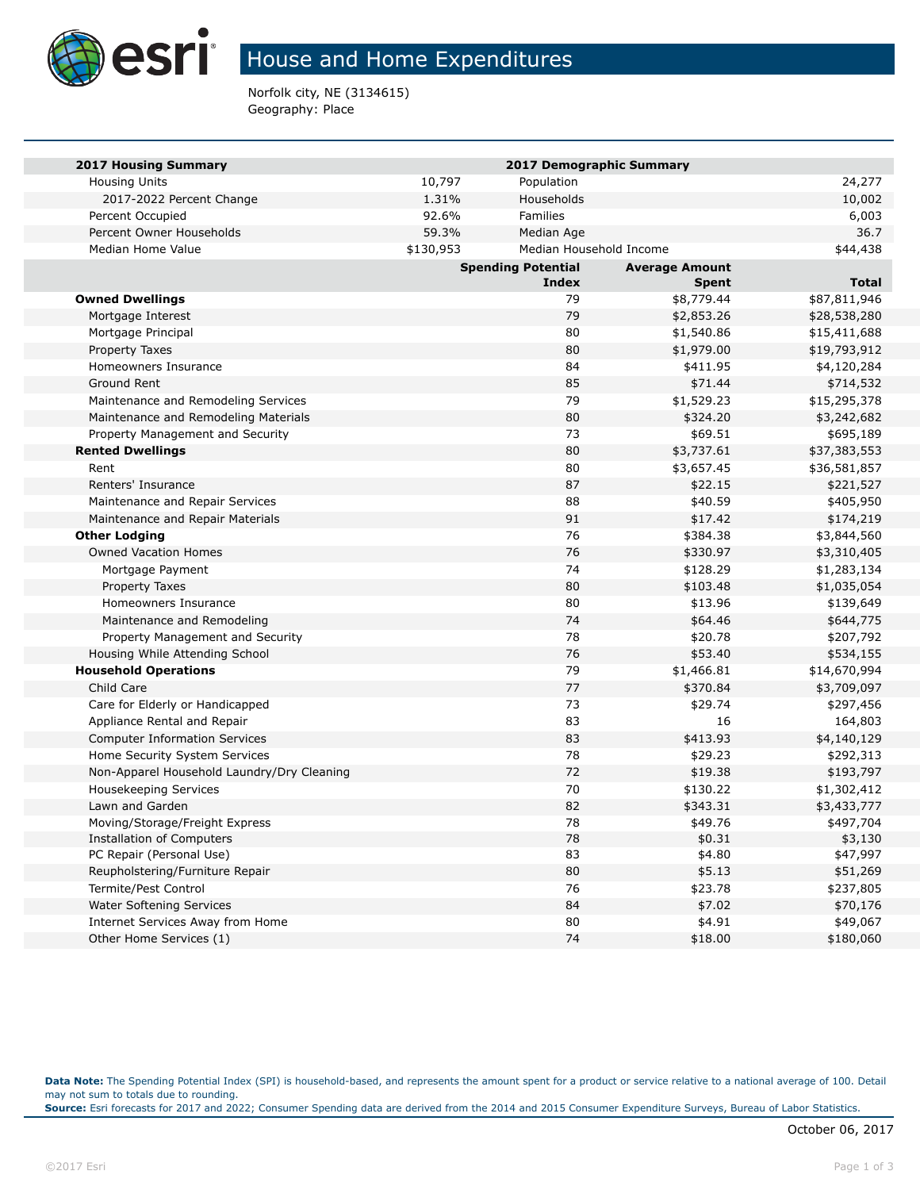# House and Home Expenditures

Norfolk city, NE (3134615)
Geography: Place

| 2017 Housing Summary | | 2017 Demographic Summary | |
|---|---|---|---|
| Housing Units | 10,797 | Population | 24,277 |
| 2017-2022 Percent Change | 1.31% | Households | 10,002 |
| Percent Occupied | 92.6% | Families | 6,003 |
| Percent Owner Households | 59.3% | Median Age | 36.7 |
| Median Home Value | $130,953 | Median Household Income | $44,438 |

| | Spending Potential Index | Average Amount Spent | Total |
|---|---|---|---|
| **Owned Dwellings** | 79 | $8,779.44 | $87,811,946 |
| Mortgage Interest | 79 | $2,853.26 | $28,538,280 |
| Mortgage Principal | 80 | $1,540.86 | $15,411,688 |
| Property Taxes | 80 | $1,979.00 | $19,793,912 |
| Homeowners Insurance | 84 | $411.95 | $4,120,284 |
| Ground Rent | 85 | $71.44 | $714,532 |
| Maintenance and Remodeling Services | 79 | $1,529.23 | $15,295,378 |
| Maintenance and Remodeling Materials | 80 | $324.20 | $3,242,682 |
| Property Management and Security | 73 | $69.51 | $695,189 |
| **Rented Dwellings** | 80 | $3,737.61 | $37,383,553 |
| Rent | 80 | $3,657.45 | $36,581,857 |
| Renters' Insurance | 87 | $22.15 | $221,527 |
| Maintenance and Repair Services | 88 | $40.59 | $405,950 |
| Maintenance and Repair Materials | 91 | $17.42 | $174,219 |
| **Other Lodging** | 76 | $384.38 | $3,844,560 |
| Owned Vacation Homes | 76 | $330.97 | $3,310,405 |
| Mortgage Payment | 74 | $128.29 | $1,283,134 |
| Property Taxes | 80 | $103.48 | $1,035,054 |
| Homeowners Insurance | 80 | $13.96 | $139,649 |
| Maintenance and Remodeling | 74 | $64.46 | $644,775 |
| Property Management and Security | 78 | $20.78 | $207,792 |
| Housing While Attending School | 76 | $53.40 | $534,155 |
| **Household Operations** | 79 | $1,466.81 | $14,670,994 |
| Child Care | 77 | $370.84 | $3,709,097 |
| Care for Elderly or Handicapped | 73 | $29.74 | $297,456 |
| Appliance Rental and Repair | 83 | 16 | 164,803 |
| Computer Information Services | 83 | $413.93 | $4,140,129 |
| Home Security System Services | 78 | $29.23 | $292,313 |
| Non-Apparel Household Laundry/Dry Cleaning | 72 | $19.38 | $193,797 |
| Housekeeping Services | 70 | $130.22 | $1,302,412 |
| Lawn and Garden | 82 | $343.31 | $3,433,777 |
| Moving/Storage/Freight Express | 78 | $49.76 | $497,704 |
| Installation of Computers | 78 | $0.31 | $3,130 |
| PC Repair (Personal Use) | 83 | $4.80 | $47,997 |
| Reupholstering/Furniture Repair | 80 | $5.13 | $51,269 |
| Termite/Pest Control | 76 | $23.78 | $237,805 |
| Water Softening Services | 84 | $7.02 | $70,176 |
| Internet Services Away from Home | 80 | $4.91 | $49,067 |
| Other Home Services (1) | 74 | $18.00 | $180,060 |

**Data Note:** The Spending Potential Index (SPI) is household-based, and represents the amount spent for a product or service relative to a national average of 100. Detail may not sum to totals due to rounding.
**Source:** Esri forecasts for 2017 and 2022; Consumer Spending data are derived from the 2014 and 2015 Consumer Expenditure Surveys, Bureau of Labor Statistics.

October 06, 2017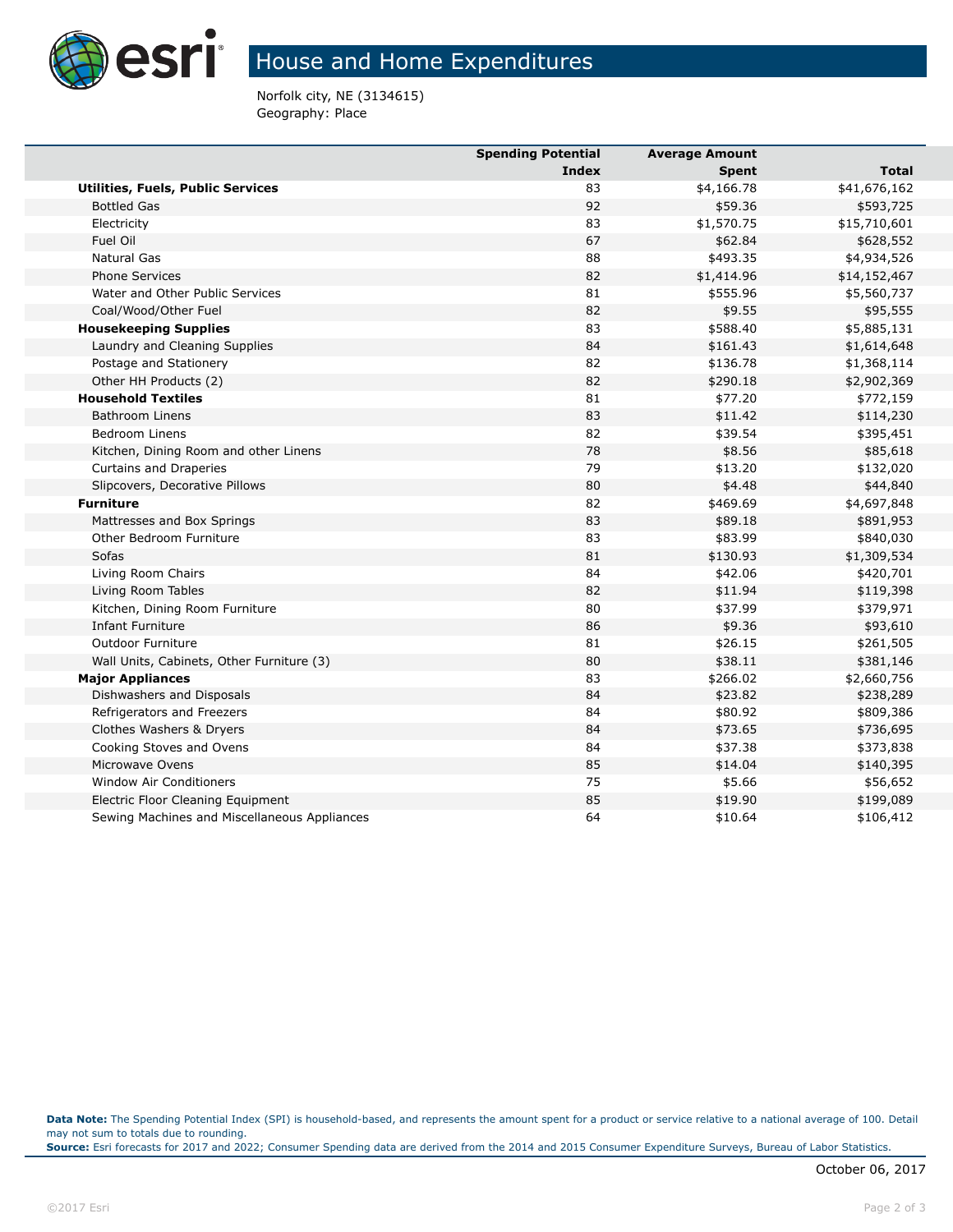# House and Home Expenditures

Norfolk city, NE (3134615)
Geography: Place

| | Spending Potential Index | Average Amount Spent | Total |
|---|---|---|---|
| **Utilities, Fuels, Public Services** | 83 | $4,166.78 | $41,676,162 |
| Bottled Gas | 92 | $59.36 | $593,725 |
| Electricity | 83 | $1,570.75 | $15,710,601 |
| Fuel Oil | 67 | $62.84 | $628,552 |
| Natural Gas | 88 | $493.35 | $4,934,526 |
| Phone Services | 82 | $1,414.96 | $14,152,467 |
| Water and Other Public Services | 81 | $555.96 | $5,560,737 |
| Coal/Wood/Other Fuel | 82 | $9.55 | $95,555 |
| **Housekeeping Supplies** | 83 | $588.40 | $5,885,131 |
| Laundry and Cleaning Supplies | 84 | $161.43 | $1,614,648 |
| Postage and Stationery | 82 | $136.78 | $1,368,114 |
| Other HH Products (2) | 82 | $290.18 | $2,902,369 |
| **Household Textiles** | 81 | $77.20 | $772,159 |
| Bathroom Linens | 83 | $11.42 | $114,230 |
| Bedroom Linens | 82 | $39.54 | $395,451 |
| Kitchen, Dining Room and other Linens | 78 | $8.56 | $85,618 |
| Curtains and Draperies | 79 | $13.20 | $132,020 |
| Slipcovers, Decorative Pillows | 80 | $4.48 | $44,840 |
| **Furniture** | 82 | $469.69 | $4,697,848 |
| Mattresses and Box Springs | 83 | $89.18 | $891,953 |
| Other Bedroom Furniture | 83 | $83.99 | $840,030 |
| Sofas | 81 | $130.93 | $1,309,534 |
| Living Room Chairs | 84 | $42.06 | $420,701 |
| Living Room Tables | 82 | $11.94 | $119,398 |
| Kitchen, Dining Room Furniture | 80 | $37.99 | $379,971 |
| Infant Furniture | 86 | $9.36 | $93,610 |
| Outdoor Furniture | 81 | $26.15 | $261,505 |
| Wall Units, Cabinets, Other Furniture (3) | 80 | $38.11 | $381,146 |
| **Major Appliances** | 83 | $266.02 | $2,660,756 |
| Dishwashers and Disposals | 84 | $23.82 | $238,289 |
| Refrigerators and Freezers | 84 | $80.92 | $809,386 |
| Clothes Washers & Dryers | 84 | $73.65 | $736,695 |
| Cooking Stoves and Ovens | 84 | $37.38 | $373,838 |
| Microwave Ovens | 85 | $14.04 | $140,395 |
| Window Air Conditioners | 75 | $5.66 | $56,652 |
| Electric Floor Cleaning Equipment | 85 | $19.90 | $199,089 |
| Sewing Machines and Miscellaneous Appliances | 64 | $10.64 | $106,412 |

**Data Note:** The Spending Potential Index (SPI) is household-based, and represents the amount spent for a product or service relative to a national average of 100. Detail may not sum to totals due to rounding.
**Source:** Esri forecasts for 2017 and 2022; Consumer Spending data are derived from the 2014 and 2015 Consumer Expenditure Surveys, Bureau of Labor Statistics.

October 06, 2017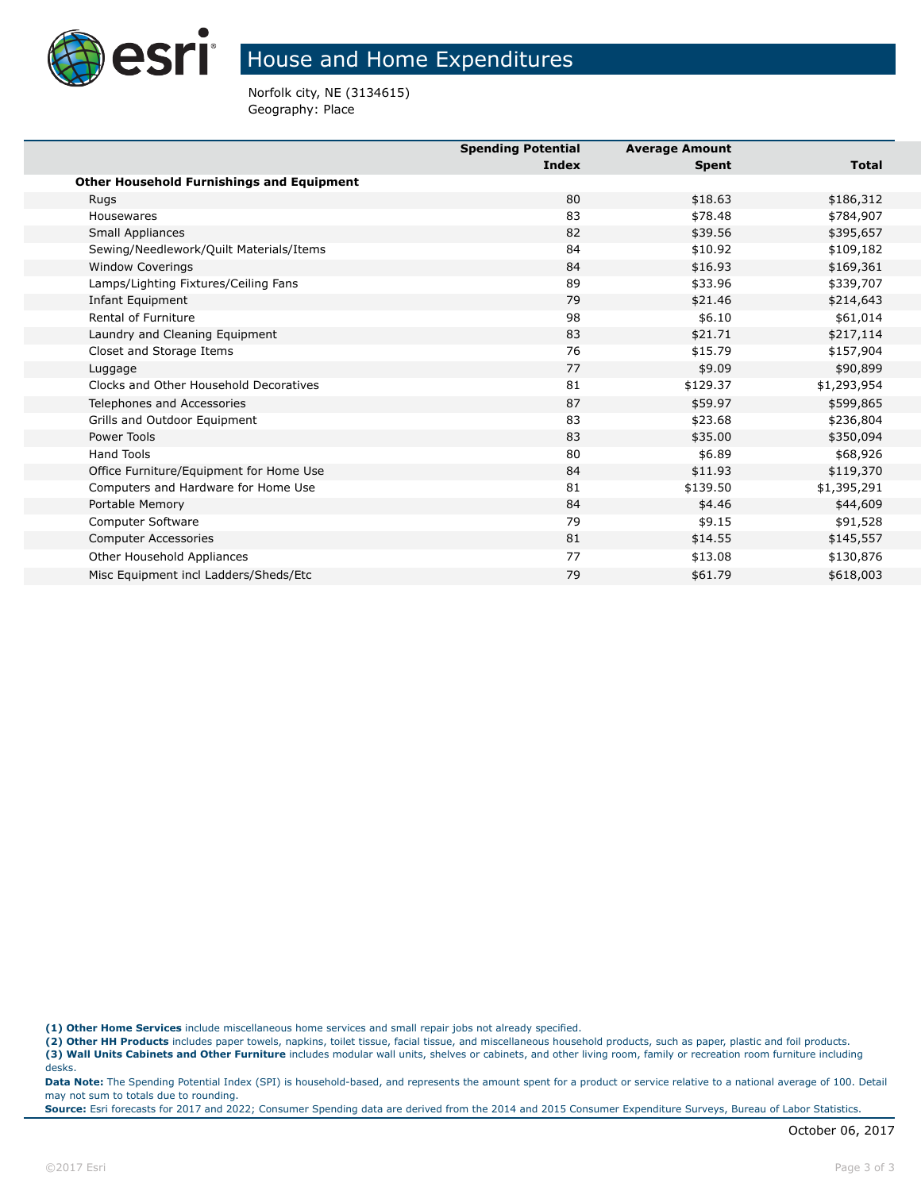# House and Home Expenditures

Norfolk city, NE (3134615)
Geography: Place

| | Spending Potential Index | Average Amount Spent | Total |
|---|---|---|---|
| **Other Household Furnishings and Equipment** | | | |
| Rugs | 80 | $18.63 | $186,312 |
| Housewares | 83 | $78.48 | $784,907 |
| Small Appliances | 82 | $39.56 | $395,657 |
| Sewing/Needlework/Quilt Materials/Items | 84 | $10.92 | $109,182 |
| Window Coverings | 84 | $16.93 | $169,361 |
| Lamps/Lighting Fixtures/Ceiling Fans | 89 | $33.96 | $339,707 |
| Infant Equipment | 79 | $21.46 | $214,643 |
| Rental of Furniture | 98 | $6.10 | $61,014 |
| Laundry and Cleaning Equipment | 83 | $21.71 | $217,114 |
| Closet and Storage Items | 76 | $15.79 | $157,904 |
| Luggage | 77 | $9.09 | $90,899 |
| Clocks and Other Household Decoratives | 81 | $129.37 | $1,293,954 |
| Telephones and Accessories | 87 | $59.97 | $599,865 |
| Grills and Outdoor Equipment | 83 | $23.68 | $236,804 |
| Power Tools | 83 | $35.00 | $350,094 |
| Hand Tools | 80 | $6.89 | $68,926 |
| Office Furniture/Equipment for Home Use | 84 | $11.93 | $119,370 |
| Computers and Hardware for Home Use | 81 | $139.50 | $1,395,291 |
| Portable Memory | 84 | $4.46 | $44,609 |
| Computer Software | 79 | $9.15 | $91,528 |
| Computer Accessories | 81 | $14.55 | $145,557 |
| Other Household Appliances | 77 | $13.08 | $130,876 |
| Misc Equipment incl Ladders/Sheds/Etc | 79 | $61.79 | $618,003 |

**(1) Other Home Services** include miscellaneous home services and small repair jobs not already specified.
**(2) Other HH Products** includes paper towels, napkins, toilet tissue, facial tissue, and miscellaneous household products, such as paper, plastic and foil products.
**(3) Wall Units Cabinets and Other Furniture** includes modular wall units, shelves or cabinets, and other living room, family or recreation room furniture including desks.
**Data Note:** The Spending Potential Index (SPI) is household-based, and represents the amount spent for a product or service relative to a national average of 100. Detail may not sum to totals due to rounding.
**Source:** Esri forecasts for 2017 and 2022; Consumer Spending data are derived from the 2014 and 2015 Consumer Expenditure Surveys, Bureau of Labor Statistics.

October 06, 2017

©2017 Esri